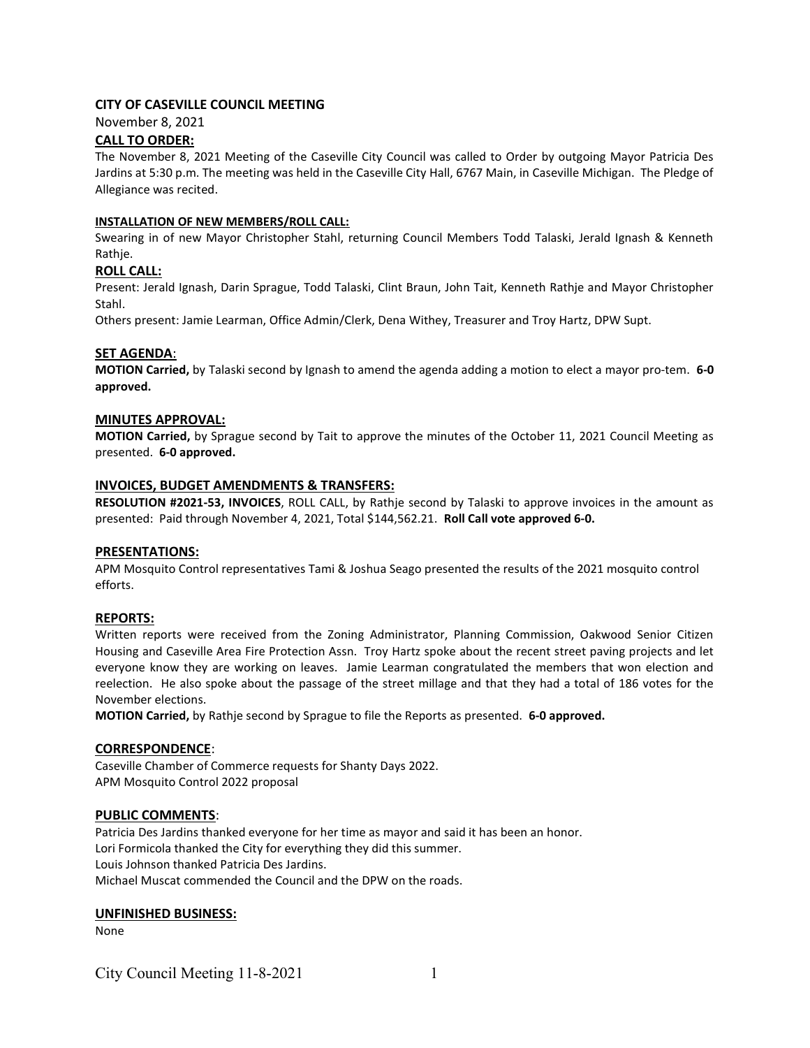# CITY OF CASEVILLE COUNCIL MEETING

November 8, 2021

## CALL TO ORDER:

The November 8, 2021 Meeting of the Caseville City Council was called to Order by outgoing Mayor Patricia Des Jardins at 5:30 p.m. The meeting was held in the Caseville City Hall, 6767 Main, in Caseville Michigan. The Pledge of Allegiance was recited.

### INSTALLATION OF NEW MEMBERS/ROLL CALL:

Swearing in of new Mayor Christopher Stahl, returning Council Members Todd Talaski, Jerald Ignash & Kenneth Rathje.

## ROLL CALL:

Present: Jerald Ignash, Darin Sprague, Todd Talaski, Clint Braun, John Tait, Kenneth Rathje and Mayor Christopher Stahl.

Others present: Jamie Learman, Office Admin/Clerk, Dena Withey, Treasurer and Troy Hartz, DPW Supt.

## SET AGENDA:

**MOTION Carried,** by Talaski second by Ignash to amend the agenda adding a motion to elect a mayor pro-tem. **6-0 approved.**

## MINUTES APPROVAL:

**MOTION Carried,** by Sprague second by Tait to approve the minutes of the October 11, 2021 Council Meeting as presented. **6-0 approved.**

## INVOICES, BUDGET AMENDMENTS & TRANSFERS:

**RESOLUTION #2021-53, INVOICES**, ROLL CALL, by Rathje second by Talaski to approve invoices in the amount as presented: Paid through November 4, 2021, Total $144,562.21. **Roll Call vote approved 6-0.**

## PRESENTATIONS:

APM Mosquito Control representatives Tami & Joshua Seago presented the results of the 2021 mosquito control efforts.

## REPORTS:

Written reports were received from the Zoning Administrator, Planning Commission, Oakwood Senior Citizen Housing and Caseville Area Fire Protection Assn. Troy Hartz spoke about the recent street paving projects and let everyone know they are working on leaves. Jamie Learman congratulated the members that won election and reelection. He also spoke about the passage of the street millage and that they had a total of 186 votes for the November elections.

**MOTION Carried,** by Rathje second by Sprague to file the Reports as presented. **6-0 approved.**

## CORRESPONDENCE:

Caseville Chamber of Commerce requests for Shanty Days 2022.
APM Mosquito Control 2022 proposal

## PUBLIC COMMENTS:

Patricia Des Jardins thanked everyone for her time as mayor and said it has been an honor.
Lori Formicola thanked the City for everything they did this summer.
Louis Johnson thanked Patricia Des Jardins.
Michael Muscat commended the Council and the DPW on the roads.

## UNFINISHED BUSINESS:

None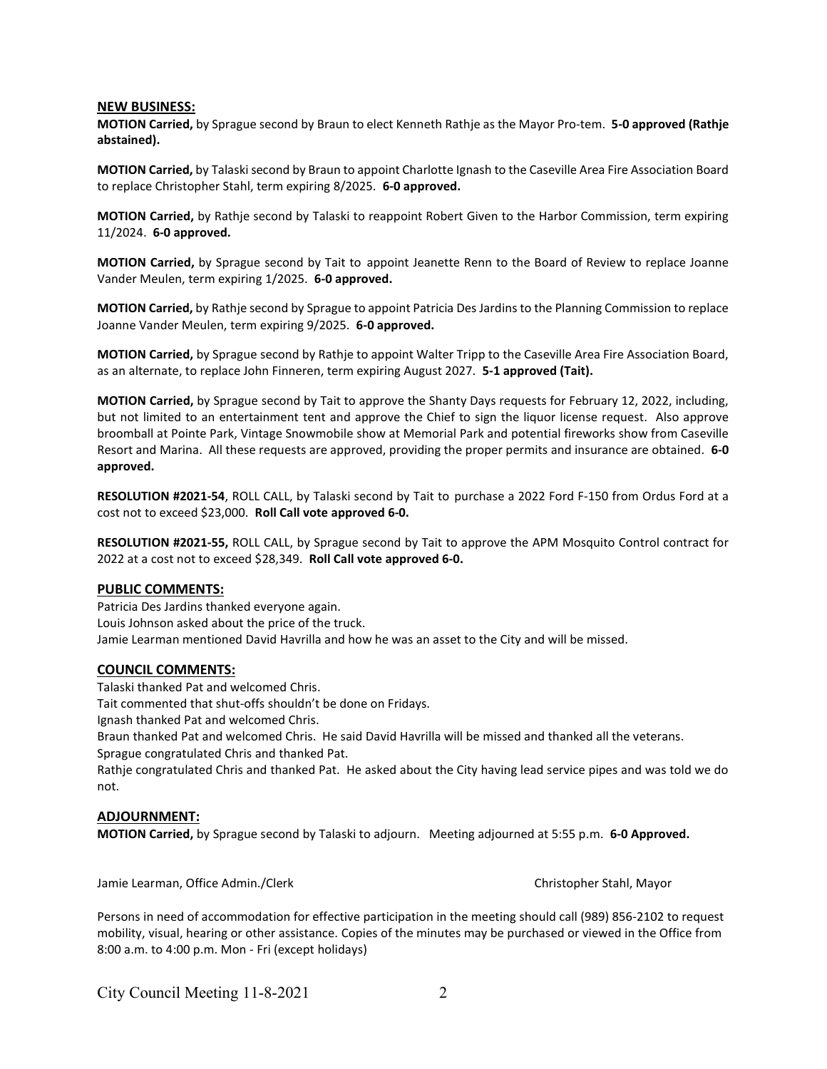## NEW BUSINESS:

**MOTION Carried,** by Sprague second by Braun to elect Kenneth Rathje as the Mayor Pro-tem. **5-0 approved (Rathje abstained).**

**MOTION Carried,** by Talaski second by Braun to appoint Charlotte Ignash to the Caseville Area Fire Association Board to replace Christopher Stahl, term expiring 8/2025. **6-0 approved.**

**MOTION Carried,** by Rathje second by Talaski to reappoint Robert Given to the Harbor Commission, term expiring 11/2024. **6-0 approved.**

**MOTION Carried,** by Sprague second by Tait to appoint Jeanette Renn to the Board of Review to replace Joanne Vander Meulen, term expiring 1/2025. **6-0 approved.**

**MOTION Carried,** by Rathje second by Sprague to appoint Patricia Des Jardins to the Planning Commission to replace Joanne Vander Meulen, term expiring 9/2025. **6-0 approved.**

**MOTION Carried,** by Sprague second by Rathje to appoint Walter Tripp to the Caseville Area Fire Association Board, as an alternate, to replace John Finneren, term expiring August 2027. **5-1 approved (Tait).**

**MOTION Carried,** by Sprague second by Tait to approve the Shanty Days requests for February 12, 2022, including, but not limited to an entertainment tent and approve the Chief to sign the liquor license request. Also approve broomball at Pointe Park, Vintage Snowmobile show at Memorial Park and potential fireworks show from Caseville Resort and Marina. All these requests are approved, providing the proper permits and insurance are obtained. **6-0 approved.**

**RESOLUTION #2021-54**, ROLL CALL, by Talaski second by Tait to purchase a 2022 Ford F-150 from Ordus Ford at a cost not to exceed $23,000. **Roll Call vote approved 6-0.**

**RESOLUTION #2021-55,** ROLL CALL, by Sprague second by Tait to approve the APM Mosquito Control contract for 2022 at a cost not to exceed $28,349. **Roll Call vote approved 6-0.**

## PUBLIC COMMENTS:

Patricia Des Jardins thanked everyone again.
Louis Johnson asked about the price of the truck.
Jamie Learman mentioned David Havrilla and how he was an asset to the City and will be missed.

## COUNCIL COMMENTS:

Talaski thanked Pat and welcomed Chris.
Tait commented that shut-offs shouldn't be done on Fridays.
Ignash thanked Pat and welcomed Chris.
Braun thanked Pat and welcomed Chris. He said David Havrilla will be missed and thanked all the veterans.
Sprague congratulated Chris and thanked Pat.
Rathje congratulated Chris and thanked Pat. He asked about the City having lead service pipes and was told we do not.

## ADJOURNMENT:

**MOTION Carried,** by Sprague second by Talaski to adjourn. Meeting adjourned at 5:55 p.m. **6-0 Approved.**

Jamie Learman, Office Admin./Clerk

Christopher Stahl, Mayor

Persons in need of accommodation for effective participation in the meeting should call (989) 856-2102 to request mobility, visual, hearing or other assistance. Copies of the minutes may be purchased or viewed in the Office from 8:00 a.m. to 4:00 p.m. Mon - Fri (except holidays)